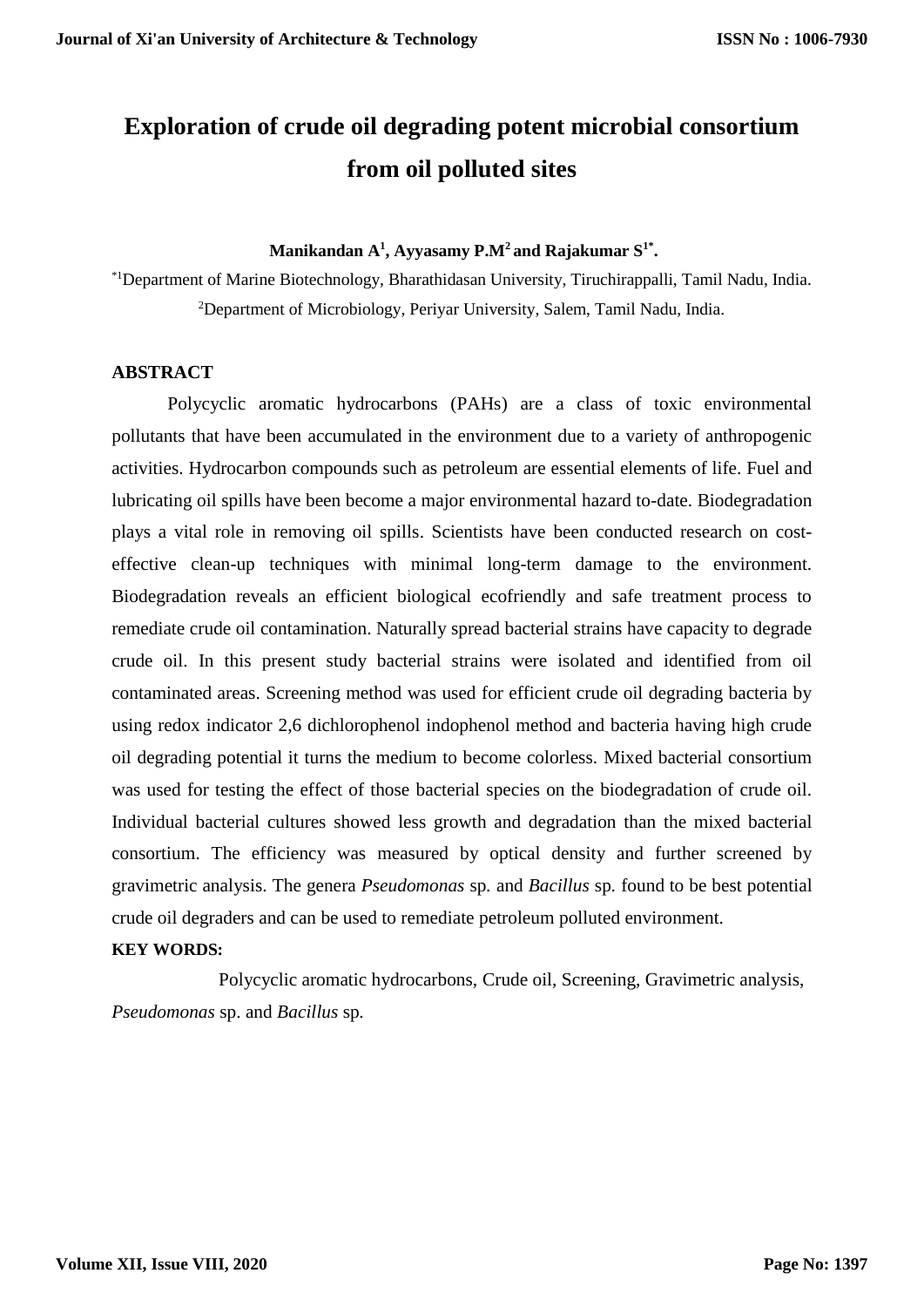# Exploration of crude oil degrading potent microbial consortium from oil polluted sites

**Manikandan A[1], Ayyasamy P.M[2] and Rajakumar S[1*].**

[*1]Department of Marine Biotechnology, Bharathidasan University, Tiruchirappalli, Tamil Nadu, India.

[2]Department of Microbiology, Periyar University, Salem, Tamil Nadu, India.

## ABSTRACT

Polycyclic aromatic hydrocarbons (PAHs) are a class of toxic environmental pollutants that have been accumulated in the environment due to a variety of anthropogenic activities. Hydrocarbon compounds such as petroleum are essential elements of life. Fuel and lubricating oil spills have been become a major environmental hazard to-date. Biodegradation plays a vital role in removing oil spills. Scientists have been conducted research on cost-effective clean-up techniques with minimal long-term damage to the environment. Biodegradation reveals an efficient biological ecofriendly and safe treatment process to remediate crude oil contamination. Naturally spread bacterial strains have capacity to degrade crude oil. In this present study bacterial strains were isolated and identified from oil contaminated areas. Screening method was used for efficient crude oil degrading bacteria by using redox indicator 2,6 dichlorophenol indophenol method and bacteria having high crude oil degrading potential it turns the medium to become colorless. Mixed bacterial consortium was used for testing the effect of those bacterial species on the biodegradation of crude oil. Individual bacterial cultures showed less growth and degradation than the mixed bacterial consortium. The efficiency was measured by optical density and further screened by gravimetric analysis. The genera *Pseudomonas* sp. and *Bacillus* sp. found to be best potential crude oil degraders and can be used to remediate petroleum polluted environment.

**KEY WORDS:**

Polycyclic aromatic hydrocarbons, Crude oil, Screening, Gravimetric analysis, *Pseudomonas* sp. and *Bacillus* sp.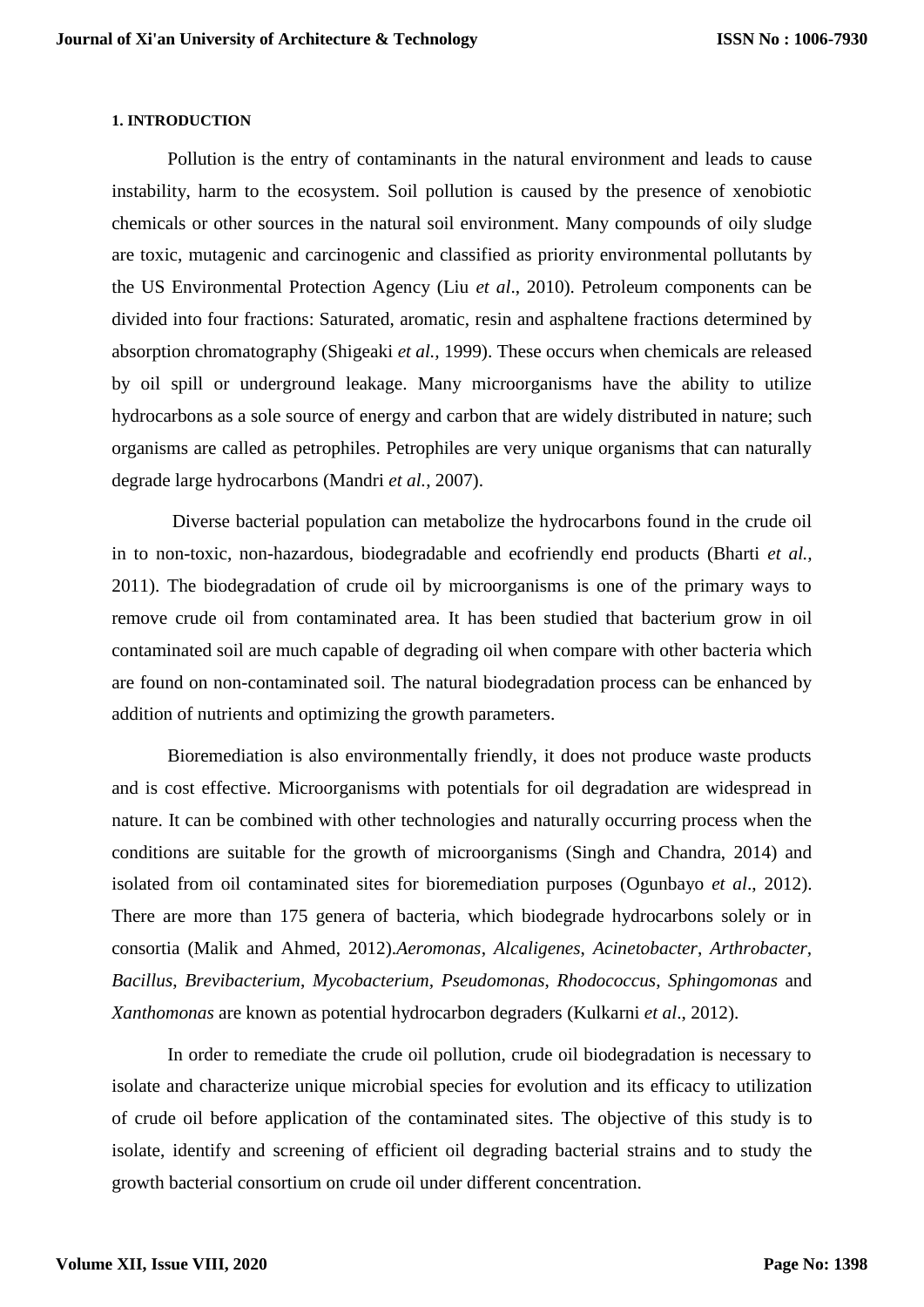### 1. INTRODUCTION

Pollution is the entry of contaminants in the natural environment and leads to cause instability, harm to the ecosystem. Soil pollution is caused by the presence of xenobiotic chemicals or other sources in the natural soil environment. Many compounds of oily sludge are toxic, mutagenic and carcinogenic and classified as priority environmental pollutants by the US Environmental Protection Agency (Liu *et al*., 2010). Petroleum components can be divided into four fractions: Saturated, aromatic, resin and asphaltene fractions determined by absorption chromatography (Shigeaki *et al.,* 1999). These occurs when chemicals are released by oil spill or underground leakage. Many microorganisms have the ability to utilize hydrocarbons as a sole source of energy and carbon that are widely distributed in nature; such organisms are called as petrophiles. Petrophiles are very unique organisms that can naturally degrade large hydrocarbons (Mandri *et al.,* 2007).

Diverse bacterial population can metabolize the hydrocarbons found in the crude oil in to non-toxic, non-hazardous, biodegradable and ecofriendly end products (Bharti *et al.,* 2011). The biodegradation of crude oil by microorganisms is one of the primary ways to remove crude oil from contaminated area. It has been studied that bacterium grow in oil contaminated soil are much capable of degrading oil when compare with other bacteria which are found on non-contaminated soil. The natural biodegradation process can be enhanced by addition of nutrients and optimizing the growth parameters.

Bioremediation is also environmentally friendly, it does not produce waste products and is cost effective. Microorganisms with potentials for oil degradation are widespread in nature. It can be combined with other technologies and naturally occurring process when the conditions are suitable for the growth of microorganisms (Singh and Chandra, 2014) and isolated from oil contaminated sites for bioremediation purposes (Ogunbayo *et al*., 2012). There are more than 175 genera of bacteria, which biodegrade hydrocarbons solely or in consortia (Malik and Ahmed, 2012).*Aeromonas*, *Alcaligenes*, *Acinetobacter*, *Arthrobacter*, *Bacillus*, *Brevibacterium*, *Mycobacterium*, *Pseudomonas*, *Rhodococcus*, *Sphingomonas* and *Xanthomonas* are known as potential hydrocarbon degraders (Kulkarni *et al*., 2012).

In order to remediate the crude oil pollution, crude oil biodegradation is necessary to isolate and characterize unique microbial species for evolution and its efficacy to utilization of crude oil before application of the contaminated sites. The objective of this study is to isolate, identify and screening of efficient oil degrading bacterial strains and to study the growth bacterial consortium on crude oil under different concentration.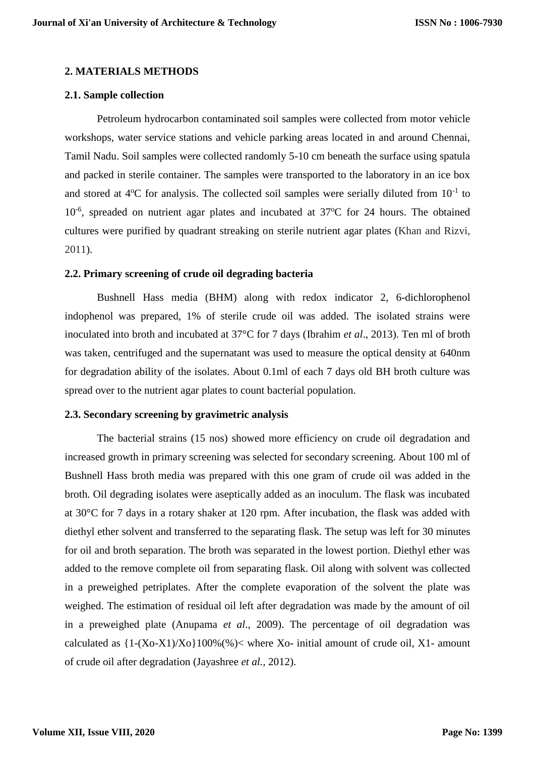## 2. MATERIALS METHODS

### 2.1. Sample collection

Petroleum hydrocarbon contaminated soil samples were collected from motor vehicle workshops, water service stations and vehicle parking areas located in and around Chennai, Tamil Nadu. Soil samples were collected randomly 5-10 cm beneath the surface using spatula and packed in sterile container. The samples were transported to the laboratory in an ice box and stored at 4$^{o}$C for analysis. The collected soil samples were serially diluted from $10^{-1}$ to $10^{-6}$, spreaded on nutrient agar plates and incubated at 37$^{o}$C for 24 hours. The obtained cultures were purified by quadrant streaking on sterile nutrient agar plates (Khan and Rizvi, 2011).

### 2.2. Primary screening of crude oil degrading bacteria

Bushnell Hass media (BHM) along with redox indicator 2, 6-dichlorophenol indophenol was prepared, 1% of sterile crude oil was added. The isolated strains were inoculated into broth and incubated at 37°C for 7 days (Ibrahim *et al*., 2013). Ten ml of broth was taken, centrifuged and the supernatant was used to measure the optical density at 640nm for degradation ability of the isolates. About 0.1ml of each 7 days old BH broth culture was spread over to the nutrient agar plates to count bacterial population.

### 2.3. Secondary screening by gravimetric analysis

The bacterial strains (15 nos) showed more efficiency on crude oil degradation and increased growth in primary screening was selected for secondary screening. About 100 ml of Bushnell Hass broth media was prepared with this one gram of crude oil was added in the broth. Oil degrading isolates were aseptically added as an inoculum. The flask was incubated at 30°C for 7 days in a rotary shaker at 120 rpm. After incubation, the flask was added with diethyl ether solvent and transferred to the separating flask. The setup was left for 30 minutes for oil and broth separation. The broth was separated in the lowest portion. Diethyl ether was added to the remove complete oil from separating flask. Oil along with solvent was collected in a preweighed petriplates. After the complete evaporation of the solvent the plate was weighed. The estimation of residual oil left after degradation was made by the amount of oil in a preweighed plate (Anupama *et al*., 2009). The percentage of oil degradation was calculated as $\{1-(Xo-X1)/Xo\}100\%(\%)<$ where Xo- initial amount of crude oil, X1- amount of crude oil after degradation (Jayashree *et al.,* 2012).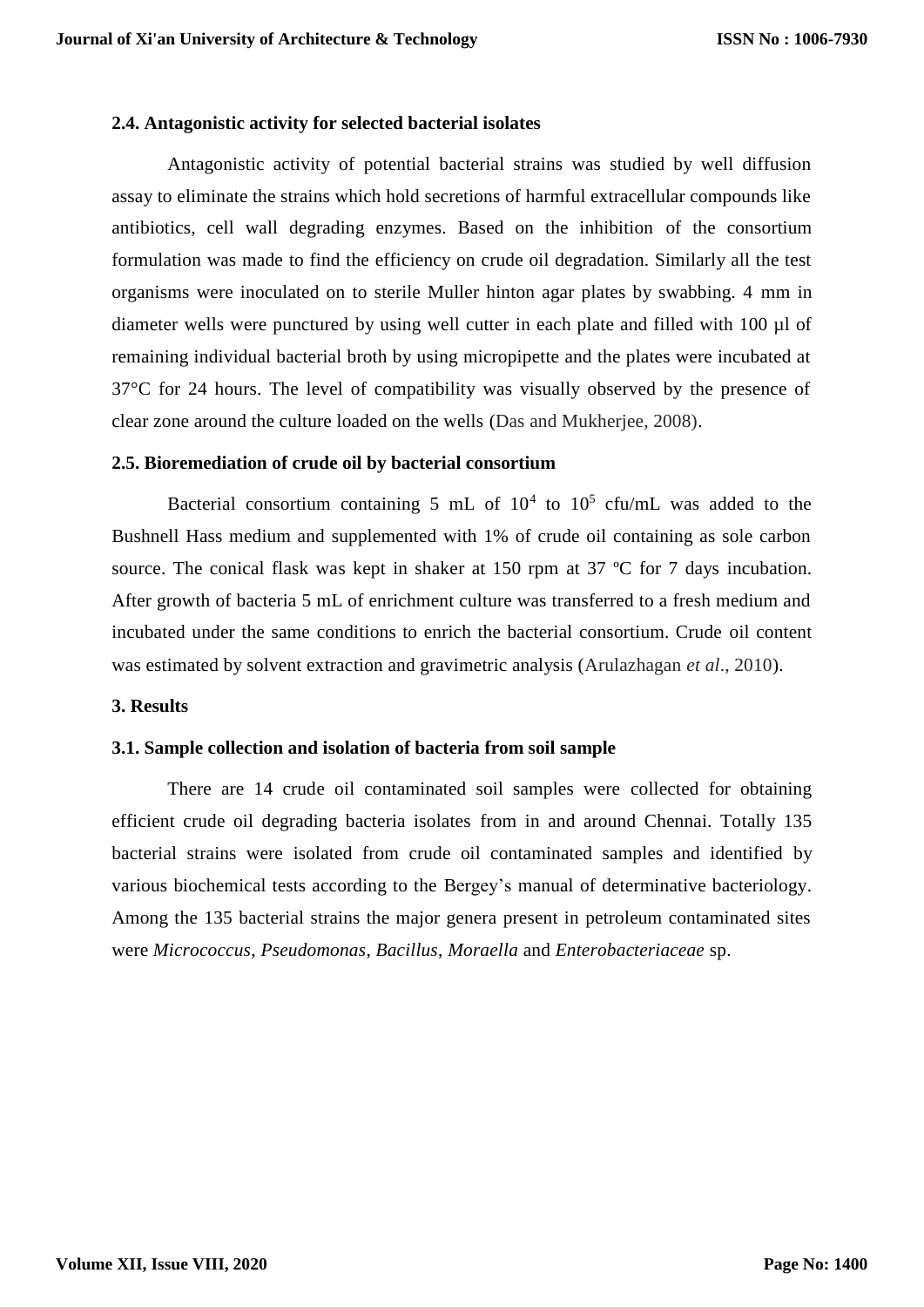### 2.4. Antagonistic activity for selected bacterial isolates

Antagonistic activity of potential bacterial strains was studied by well diffusion assay to eliminate the strains which hold secretions of harmful extracellular compounds like antibiotics, cell wall degrading enzymes. Based on the inhibition of the consortium formulation was made to find the efficiency on crude oil degradation. Similarly all the test organisms were inoculated on to sterile Muller hinton agar plates by swabbing. 4 mm in diameter wells were punctured by using well cutter in each plate and filled with 100 µl of remaining individual bacterial broth by using micropipette and the plates were incubated at 37°C for 24 hours. The level of compatibility was visually observed by the presence of clear zone around the culture loaded on the wells (Das and Mukherjee, 2008).

### 2.5. Bioremediation of crude oil by bacterial consortium

Bacterial consortium containing 5 mL of $10^4$ to $10^5$ cfu/mL was added to the Bushnell Hass medium and supplemented with 1% of crude oil containing as sole carbon source. The conical flask was kept in shaker at 150 rpm at 37 ºC for 7 days incubation. After growth of bacteria 5 mL of enrichment culture was transferred to a fresh medium and incubated under the same conditions to enrich the bacterial consortium. Crude oil content was estimated by solvent extraction and gravimetric analysis (Arulazhagan *et al*., 2010).

## 3. Results

### 3.1. Sample collection and isolation of bacteria from soil sample

There are 14 crude oil contaminated soil samples were collected for obtaining efficient crude oil degrading bacteria isolates from in and around Chennai. Totally 135 bacterial strains were isolated from crude oil contaminated samples and identified by various biochemical tests according to the Bergey's manual of determinative bacteriology. Among the 135 bacterial strains the major genera present in petroleum contaminated sites were *Micrococcus*, *Pseudomonas*, *Bacillus*, *Moraella* and *Enterobacteriaceae* sp.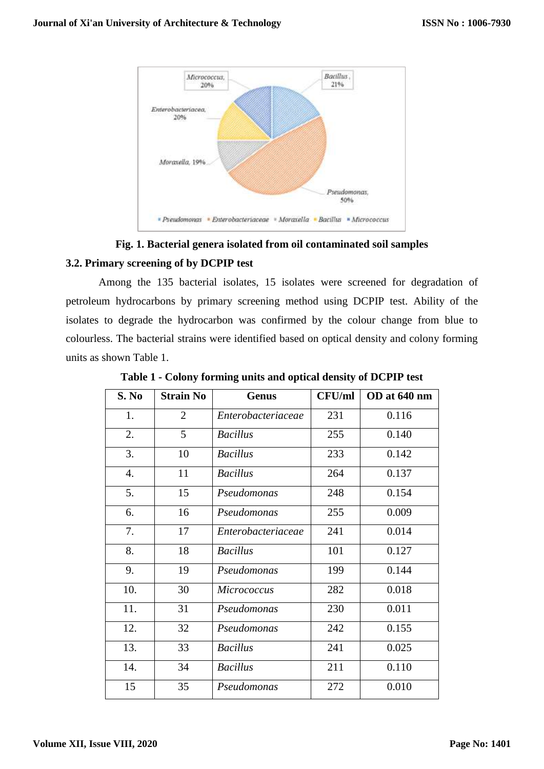**Fig. 1. Bacterial genera isolated from oil contaminated soil samples**

### 3.2. Primary screening of by DCPIP test

Among the 135 bacterial isolates, 15 isolates were screened for degradation of petroleum hydrocarbons by primary screening method using DCPIP test. Ability of the isolates to degrade the hydrocarbon was confirmed by the colour change from blue to colourless. The bacterial strains were identified based on optical density and colony forming units as shown Table 1.

**Table 1 - Colony forming units and optical density of DCPIP test**

| S. No | Strain No | Genus | CFU/ml | OD at 640 nm |
|---|---|---|---|---|
| 1. | 2 | *Enterobacteriaceae* | 231 | 0.116 |
| 2. | 5 | *Bacillus* | 255 | 0.140 |
| 3. | 10 | *Bacillus* | 233 | 0.142 |
| 4. | 11 | *Bacillus* | 264 | 0.137 |
| 5. | 15 | *Pseudomonas* | 248 | 0.154 |
| 6. | 16 | *Pseudomonas* | 255 | 0.009 |
| 7. | 17 | *Enterobacteriaceae* | 241 | 0.014 |
| 8. | 18 | *Bacillus* | 101 | 0.127 |
| 9. | 19 | *Pseudomonas* | 199 | 0.144 |
| 10. | 30 | *Micrococcus* | 282 | 0.018 |
| 11. | 31 | *Pseudomonas* | 230 | 0.011 |
| 12. | 32 | *Pseudomonas* | 242 | 0.155 |
| 13. | 33 | *Bacillus* | 241 | 0.025 |
| 14. | 34 | *Bacillus* | 211 | 0.110 |
| 15 | 35 | *Pseudomonas* | 272 | 0.010 |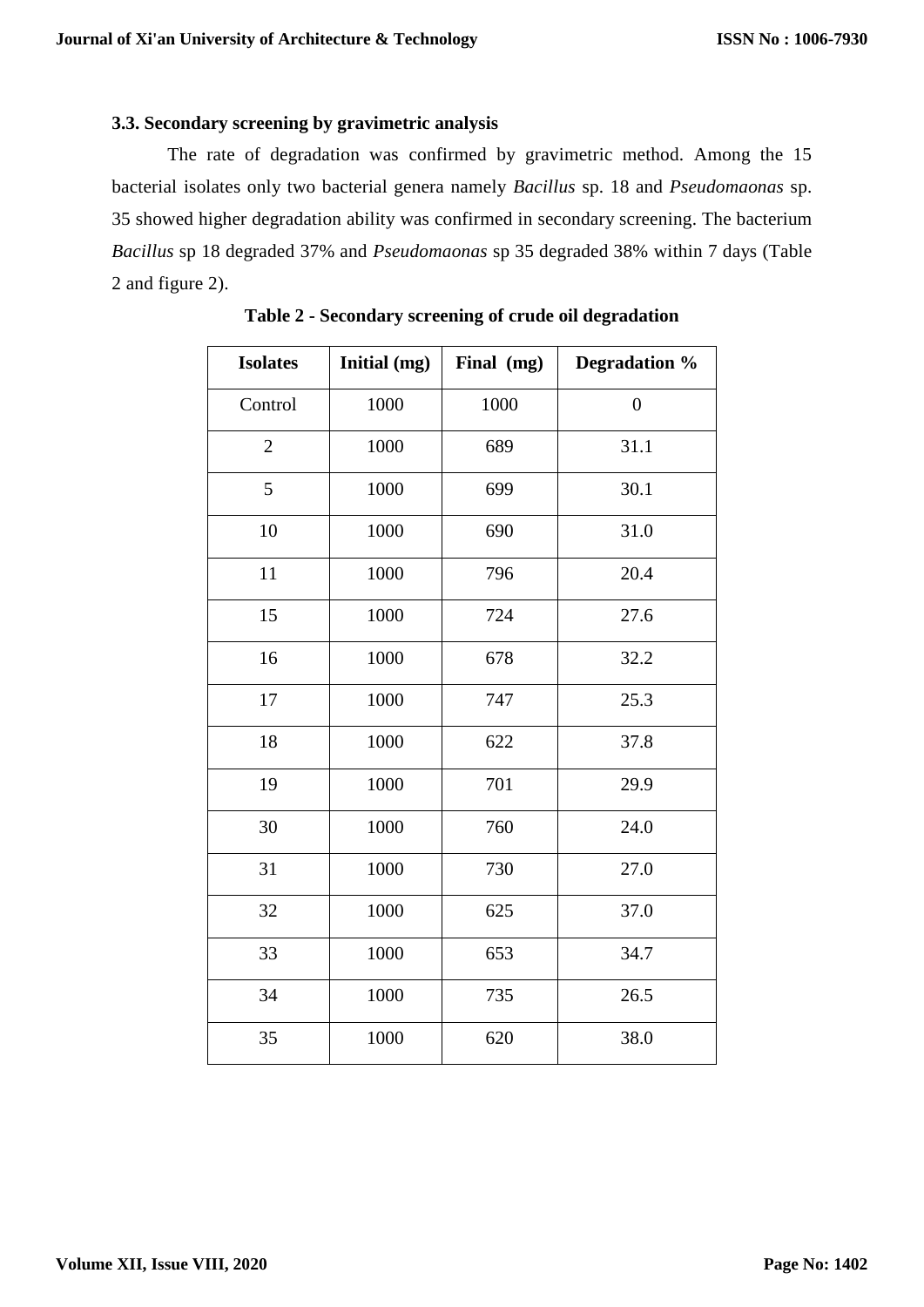### 3.3. Secondary screening by gravimetric analysis

The rate of degradation was confirmed by gravimetric method. Among the 15 bacterial isolates only two bacterial genera namely *Bacillus* sp. 18 and *Pseudomaonas* sp. 35 showed higher degradation ability was confirmed in secondary screening. The bacterium *Bacillus* sp 18 degraded 37% and *Pseudomaonas* sp 35 degraded 38% within 7 days (Table 2 and figure 2).

**Table 2 - Secondary screening of crude oil degradation**

| Isolates | Initial (mg) | Final (mg) | Degradation % |
|---|---|---|---|
| Control | 1000 | 1000 | 0 |
| 2 | 1000 | 689 | 31.1 |
| 5 | 1000 | 699 | 30.1 |
| 10 | 1000 | 690 | 31.0 |
| 11 | 1000 | 796 | 20.4 |
| 15 | 1000 | 724 | 27.6 |
| 16 | 1000 | 678 | 32.2 |
| 17 | 1000 | 747 | 25.3 |
| 18 | 1000 | 622 | 37.8 |
| 19 | 1000 | 701 | 29.9 |
| 30 | 1000 | 760 | 24.0 |
| 31 | 1000 | 730 | 27.0 |
| 32 | 1000 | 625 | 37.0 |
| 33 | 1000 | 653 | 34.7 |
| 34 | 1000 | 735 | 26.5 |
| 35 | 1000 | 620 | 38.0 |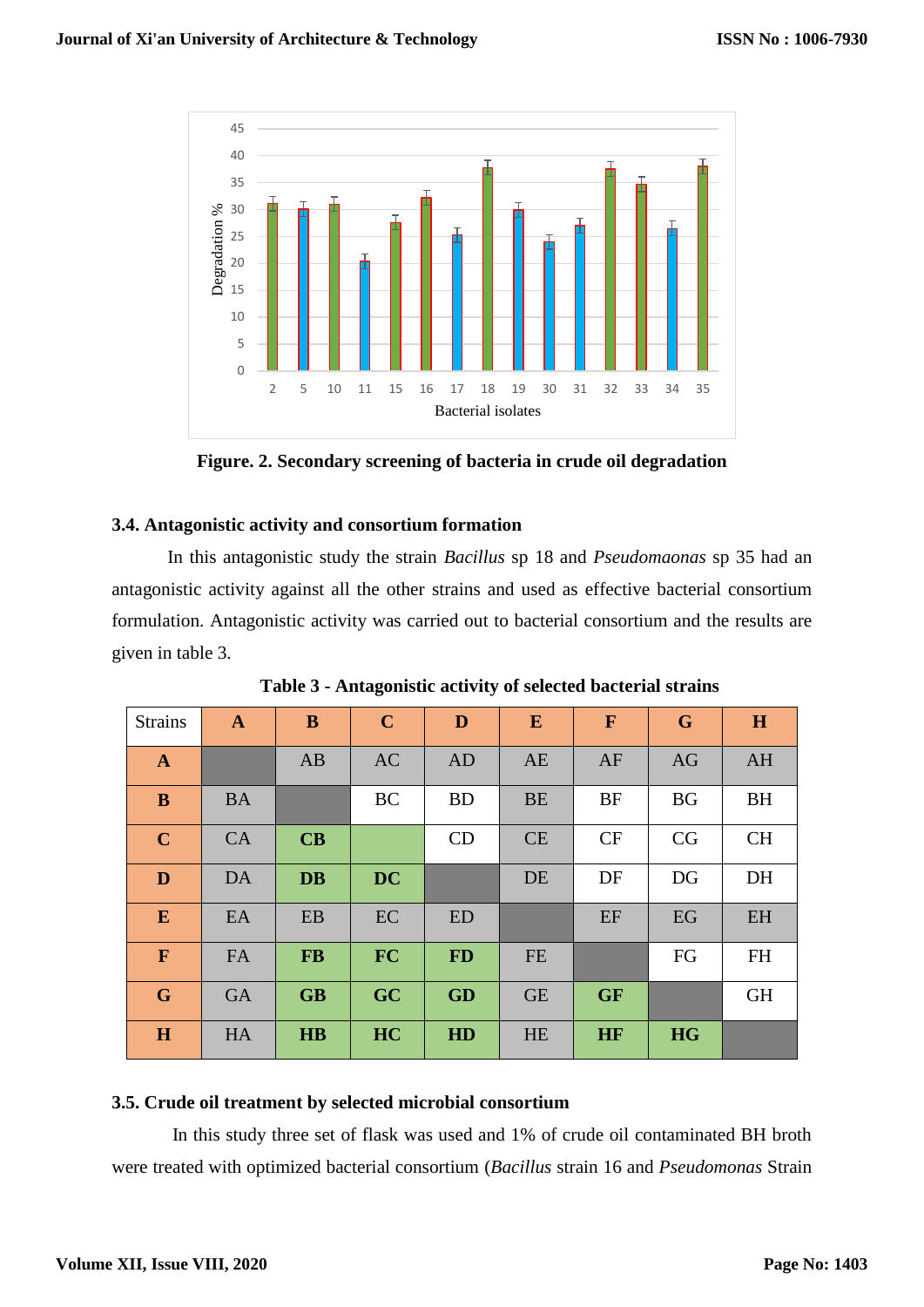Figure. 2. Secondary screening of bacteria in crude oil degradation

### 3.4. Antagonistic activity and consortium formation

In this antagonistic study the strain *Bacillus* sp 18 and *Pseudomaonas* sp 35 had an antagonistic activity against all the other strains and used as effective bacterial consortium formulation. Antagonistic activity was carried out to bacterial consortium and the results are given in table 3.

**Table 3 - Antagonistic activity of selected bacterial strains**

| Strains | A | B | C | D | E | F | G | H |
|---|---|---|---|---|---|---|---|---|
| **A** | | AB | AC | AD | AE | AF | AG | AH |
| **B** | BA | | BC | BD | BE | BF | BG | BH |
| **C** | CA | **CB** | | CD | CE | CF | CG | CH |
| **D** | DA | **DB** | **DC** | | DE | DF | DG | DH |
| **E** | EA | EB | EC | ED | | EF | EG | EH |
| **F** | FA | **FB** | **FC** | **FD** | FE | | FG | FH |
| **G** | GA | **GB** | **GC** | **GD** | GE | **GF** | | GH |
| **H** | HA | **HB** | **HC** | **HD** | HE | **HF** | **HG** | |

### 3.5. Crude oil treatment by selected microbial consortium

In this study three set of flask was used and 1% of crude oil contaminated BH broth were treated with optimized bacterial consortium (*Bacillus* strain 16 and *Pseudomonas* Strain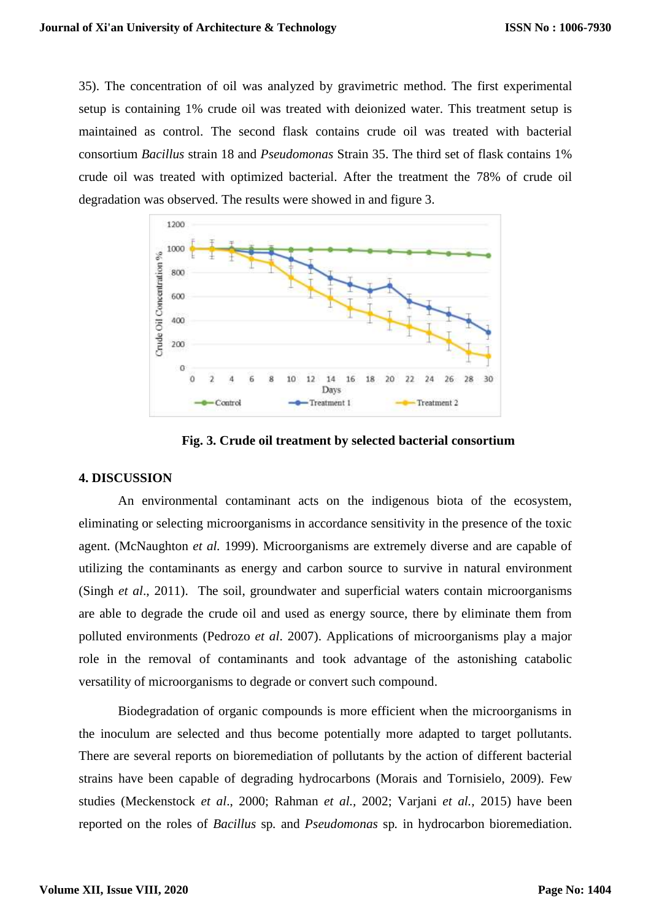35). The concentration of oil was analyzed by gravimetric method. The first experimental setup is containing 1% crude oil was treated with deionized water. This treatment setup is maintained as control. The second flask contains crude oil was treated with bacterial consortium *Bacillus* strain 18 and *Pseudomonas* Strain 35. The third set of flask contains 1% crude oil was treated with optimized bacterial. After the treatment the 78% of crude oil degradation was observed. The results were showed in and figure 3.

**Fig. 3. Crude oil treatment by selected bacterial consortium**

## 4. DISCUSSION

An environmental contaminant acts on the indigenous biota of the ecosystem, eliminating or selecting microorganisms in accordance sensitivity in the presence of the toxic agent. (McNaughton *et al.* 1999). Microorganisms are extremely diverse and are capable of utilizing the contaminants as energy and carbon source to survive in natural environment (Singh *et al*., 2011). The soil, groundwater and superficial waters contain microorganisms are able to degrade the crude oil and used as energy source, there by eliminate them from polluted environments (Pedrozo *et al*. 2007). Applications of microorganisms play a major role in the removal of contaminants and took advantage of the astonishing catabolic versatility of microorganisms to degrade or convert such compound.

Biodegradation of organic compounds is more efficient when the microorganisms in the inoculum are selected and thus become potentially more adapted to target pollutants. There are several reports on bioremediation of pollutants by the action of different bacterial strains have been capable of degrading hydrocarbons (Morais and Tornisielo, 2009). Few studies (Meckenstock *et al*., 2000; Rahman *et al.*, 2002; Varjani *et al.*, 2015) have been reported on the roles of *Bacillus* sp. and *Pseudomonas* sp. in hydrocarbon bioremediation.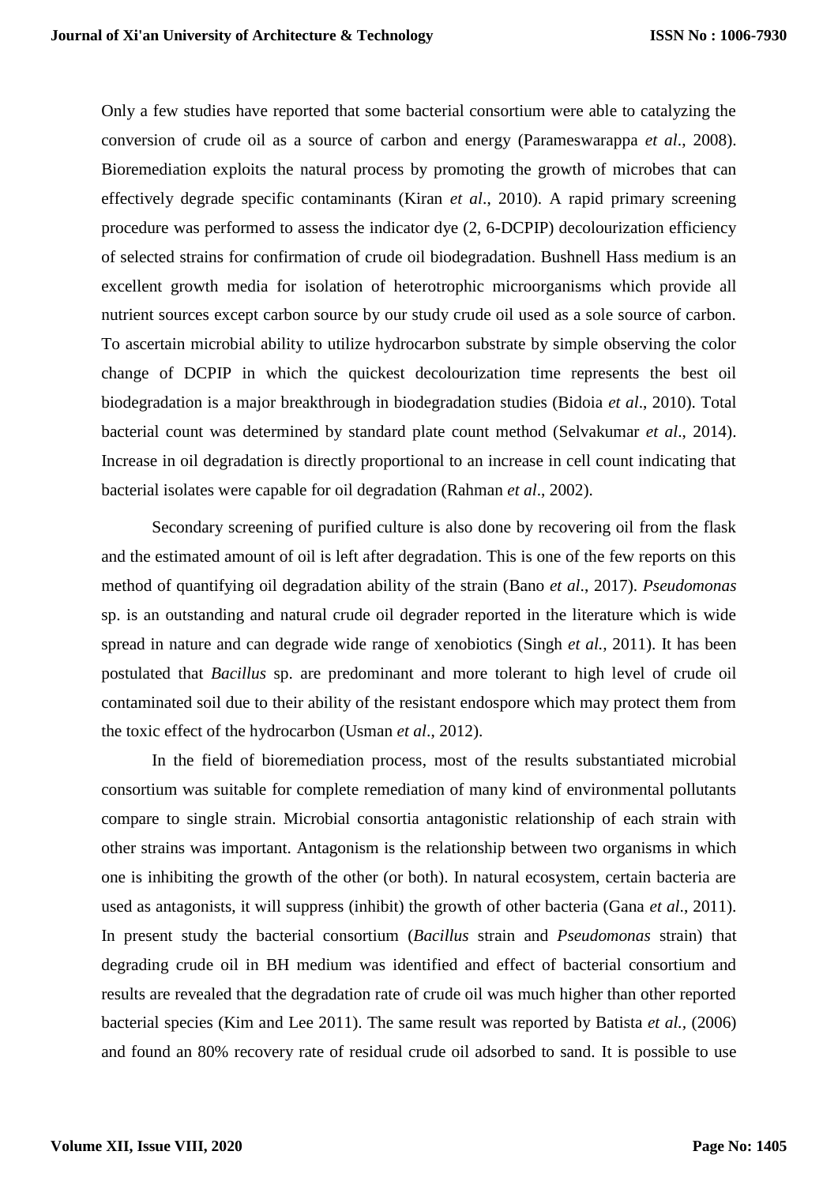Only a few studies have reported that some bacterial consortium were able to catalyzing the conversion of crude oil as a source of carbon and energy (Parameswarappa *et al*., 2008). Bioremediation exploits the natural process by promoting the growth of microbes that can effectively degrade specific contaminants (Kiran *et al*., 2010). A rapid primary screening procedure was performed to assess the indicator dye (2, 6-DCPIP) decolourization efficiency of selected strains for confirmation of crude oil biodegradation. Bushnell Hass medium is an excellent growth media for isolation of heterotrophic microorganisms which provide all nutrient sources except carbon source by our study crude oil used as a sole source of carbon. To ascertain microbial ability to utilize hydrocarbon substrate by simple observing the color change of DCPIP in which the quickest decolourization time represents the best oil biodegradation is a major breakthrough in biodegradation studies (Bidoia *et al*., 2010). Total bacterial count was determined by standard plate count method (Selvakumar *et al*., 2014). Increase in oil degradation is directly proportional to an increase in cell count indicating that bacterial isolates were capable for oil degradation (Rahman *et al*., 2002).

Secondary screening of purified culture is also done by recovering oil from the flask and the estimated amount of oil is left after degradation. This is one of the few reports on this method of quantifying oil degradation ability of the strain (Bano *et al*., 2017). *Pseudomonas* sp. is an outstanding and natural crude oil degrader reported in the literature which is wide spread in nature and can degrade wide range of xenobiotics (Singh *et al.,* 2011). It has been postulated that *Bacillus* sp. are predominant and more tolerant to high level of crude oil contaminated soil due to their ability of the resistant endospore which may protect them from the toxic effect of the hydrocarbon (Usman *et al*., 2012).

In the field of bioremediation process, most of the results substantiated microbial consortium was suitable for complete remediation of many kind of environmental pollutants compare to single strain. Microbial consortia antagonistic relationship of each strain with other strains was important. Antagonism is the relationship between two organisms in which one is inhibiting the growth of the other (or both). In natural ecosystem, certain bacteria are used as antagonists, it will suppress (inhibit) the growth of other bacteria (Gana *et al*., 2011). In present study the bacterial consortium (*Bacillus* strain and *Pseudomonas* strain) that degrading crude oil in BH medium was identified and effect of bacterial consortium and results are revealed that the degradation rate of crude oil was much higher than other reported bacterial species (Kim and Lee 2011). The same result was reported by Batista *et al.,* (2006) and found an 80% recovery rate of residual crude oil adsorbed to sand. It is possible to use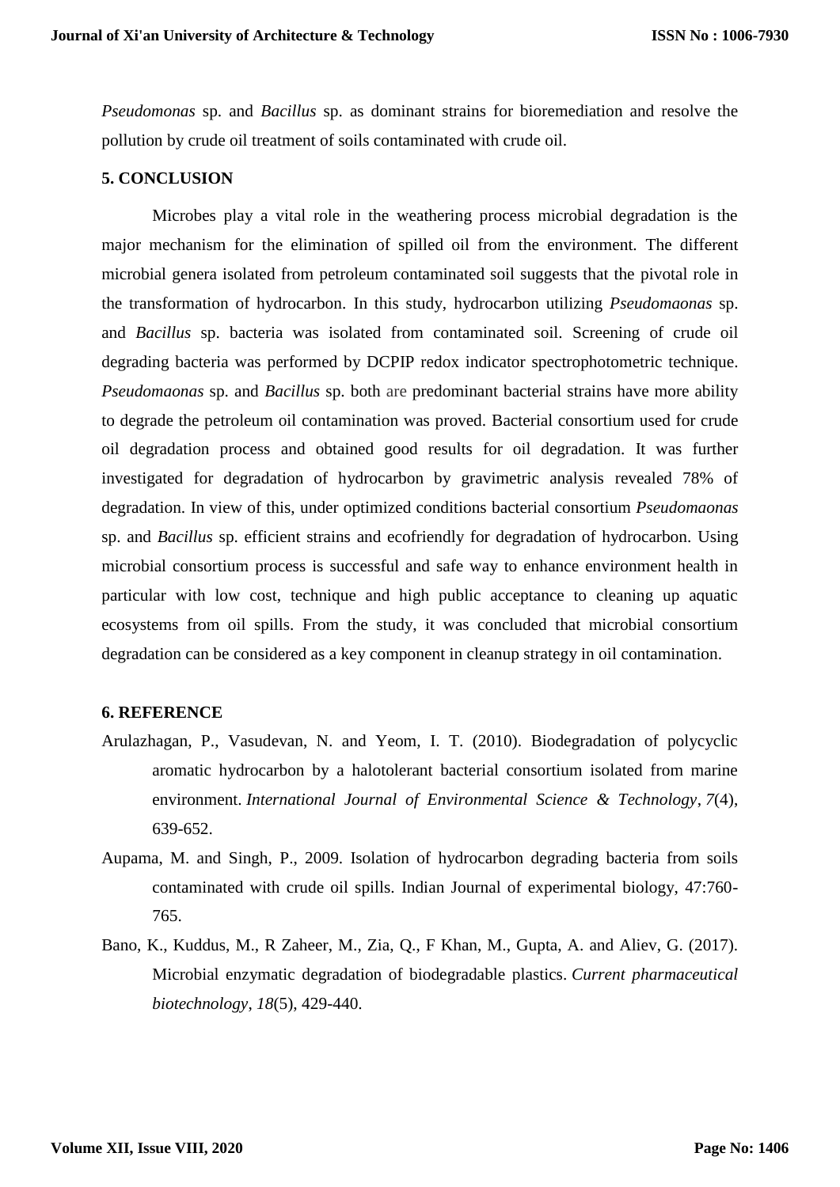*Pseudomonas* sp. and *Bacillus* sp. as dominant strains for bioremediation and resolve the pollution by crude oil treatment of soils contaminated with crude oil.

## 5. CONCLUSION

Microbes play a vital role in the weathering process microbial degradation is the major mechanism for the elimination of spilled oil from the environment. The different microbial genera isolated from petroleum contaminated soil suggests that the pivotal role in the transformation of hydrocarbon. In this study, hydrocarbon utilizing *Pseudomaonas* sp. and *Bacillus* sp. bacteria was isolated from contaminated soil. Screening of crude oil degrading bacteria was performed by DCPIP redox indicator spectrophotometric technique. *Pseudomaonas* sp. and *Bacillus* sp. both are predominant bacterial strains have more ability to degrade the petroleum oil contamination was proved. Bacterial consortium used for crude oil degradation process and obtained good results for oil degradation. It was further investigated for degradation of hydrocarbon by gravimetric analysis revealed 78% of degradation. In view of this, under optimized conditions bacterial consortium *Pseudomaonas* sp. and *Bacillus* sp. efficient strains and ecofriendly for degradation of hydrocarbon. Using microbial consortium process is successful and safe way to enhance environment health in particular with low cost, technique and high public acceptance to cleaning up aquatic ecosystems from oil spills. From the study, it was concluded that microbial consortium degradation can be considered as a key component in cleanup strategy in oil contamination.

## 6. REFERENCE

Arulazhagan, P., Vasudevan, N. and Yeom, I. T. (2010). Biodegradation of polycyclic aromatic hydrocarbon by a halotolerant bacterial consortium isolated from marine environment. *International Journal of Environmental Science & Technology*, *7*(4), 639-652.

Aupama, M. and Singh, P., 2009. Isolation of hydrocarbon degrading bacteria from soils contaminated with crude oil spills. Indian Journal of experimental biology, 47:760-765.

Bano, K., Kuddus, M., R Zaheer, M., Zia, Q., F Khan, M., Gupta, A. and Aliev, G. (2017). Microbial enzymatic degradation of biodegradable plastics. *Current pharmaceutical biotechnology*, *18*(5), 429-440.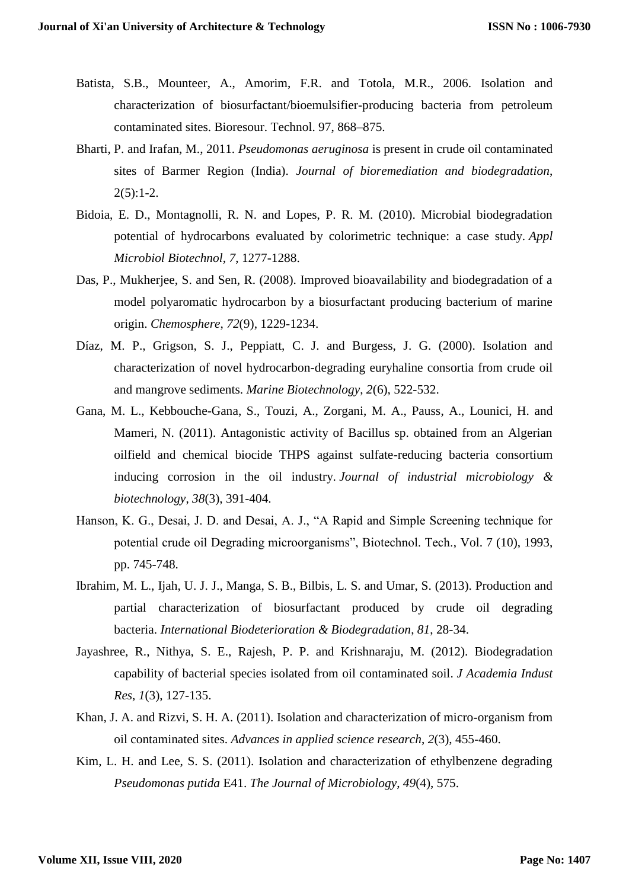Batista, S.B., Mounteer, A., Amorim, F.R. and Totola, M.R., 2006. Isolation and characterization of biosurfactant/bioemulsifier-producing bacteria from petroleum contaminated sites. Bioresour. Technol. 97, 868–875.

Bharti, P. and Irafan, M., 2011. *Pseudomonas aeruginosa* is present in crude oil contaminated sites of Barmer Region (India). *Journal of bioremediation and biodegradation*, 2(5):1-2.

Bidoia, E. D., Montagnolli, R. N. and Lopes, P. R. M. (2010). Microbial biodegradation potential of hydrocarbons evaluated by colorimetric technique: a case study. *Appl Microbiol Biotechnol*, *7*, 1277-1288.

Das, P., Mukherjee, S. and Sen, R. (2008). Improved bioavailability and biodegradation of a model polyaromatic hydrocarbon by a biosurfactant producing bacterium of marine origin. *Chemosphere*, *72*(9), 1229-1234.

Díaz, M. P., Grigson, S. J., Peppiatt, C. J. and Burgess, J. G. (2000). Isolation and characterization of novel hydrocarbon-degrading euryhaline consortia from crude oil and mangrove sediments. *Marine Biotechnology*, *2*(6), 522-532.

Gana, M. L., Kebbouche-Gana, S., Touzi, A., Zorgani, M. A., Pauss, A., Lounici, H. and Mameri, N. (2011). Antagonistic activity of Bacillus sp. obtained from an Algerian oilfield and chemical biocide THPS against sulfate-reducing bacteria consortium inducing corrosion in the oil industry. *Journal of industrial microbiology & biotechnology*, *38*(3), 391-404.

Hanson, K. G., Desai, J. D. and Desai, A. J., "A Rapid and Simple Screening technique for potential crude oil Degrading microorganisms", Biotechnol. Tech., Vol. 7 (10), 1993, pp. 745-748.

Ibrahim, M. L., Ijah, U. J. J., Manga, S. B., Bilbis, L. S. and Umar, S. (2013). Production and partial characterization of biosurfactant produced by crude oil degrading bacteria. *International Biodeterioration & Biodegradation*, *81*, 28-34.

Jayashree, R., Nithya, S. E., Rajesh, P. P. and Krishnaraju, M. (2012). Biodegradation capability of bacterial species isolated from oil contaminated soil. *J Academia Indust Res*, *1*(3), 127-135.

Khan, J. A. and Rizvi, S. H. A. (2011). Isolation and characterization of micro-organism from oil contaminated sites. *Advances in applied science research*, *2*(3), 455-460.

Kim, L. H. and Lee, S. S. (2011). Isolation and characterization of ethylbenzene degrading *Pseudomonas putida* E41. *The Journal of Microbiology*, *49*(4), 575.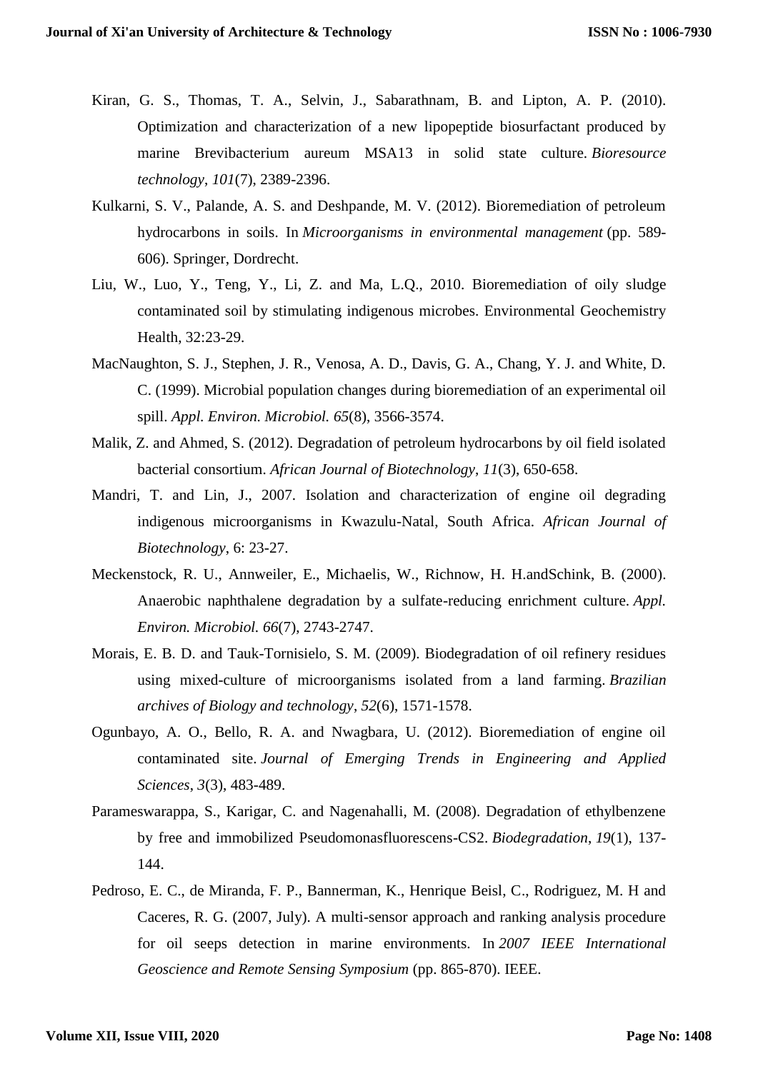Kiran, G. S., Thomas, T. A., Selvin, J., Sabarathnam, B. and Lipton, A. P. (2010). Optimization and characterization of a new lipopeptide biosurfactant produced by marine Brevibacterium aureum MSA13 in solid state culture. *Bioresource technology*, *101*(7), 2389-2396.

Kulkarni, S. V., Palande, A. S. and Deshpande, M. V. (2012). Bioremediation of petroleum hydrocarbons in soils. In *Microorganisms in environmental management* (pp. 589-606). Springer, Dordrecht.

Liu, W., Luo, Y., Teng, Y., Li, Z. and Ma, L.Q., 2010. Bioremediation of oily sludge contaminated soil by stimulating indigenous microbes. Environmental Geochemistry Health, 32:23-29.

MacNaughton, S. J., Stephen, J. R., Venosa, A. D., Davis, G. A., Chang, Y. J. and White, D. C. (1999). Microbial population changes during bioremediation of an experimental oil spill. *Appl. Environ. Microbiol. 65*(8), 3566-3574.

Malik, Z. and Ahmed, S. (2012). Degradation of petroleum hydrocarbons by oil field isolated bacterial consortium. *African Journal of Biotechnology*, *11*(3), 650-658.

Mandri, T. and Lin, J., 2007. Isolation and characterization of engine oil degrading indigenous microorganisms in Kwazulu-Natal, South Africa. *African Journal of Biotechnology*, 6: 23-27.

Meckenstock, R. U., Annweiler, E., Michaelis, W., Richnow, H. H.andSchink, B. (2000). Anaerobic naphthalene degradation by a sulfate-reducing enrichment culture. *Appl. Environ. Microbiol. 66*(7), 2743-2747.

Morais, E. B. D. and Tauk-Tornisielo, S. M. (2009). Biodegradation of oil refinery residues using mixed-culture of microorganisms isolated from a land farming. *Brazilian archives of Biology and technology*, *52*(6), 1571-1578.

Ogunbayo, A. O., Bello, R. A. and Nwagbara, U. (2012). Bioremediation of engine oil contaminated site. *Journal of Emerging Trends in Engineering and Applied Sciences*, *3*(3), 483-489.

Parameswarappa, S., Karigar, C. and Nagenahalli, M. (2008). Degradation of ethylbenzene by free and immobilized Pseudomonasfluorescens-CS2. *Biodegradation*, *19*(1), 137-144.

Pedroso, E. C., de Miranda, F. P., Bannerman, K., Henrique Beisl, C., Rodriguez, M. H and Caceres, R. G. (2007, July). A multi-sensor approach and ranking analysis procedure for oil seeps detection in marine environments. In *2007 IEEE International Geoscience and Remote Sensing Symposium* (pp. 865-870). IEEE.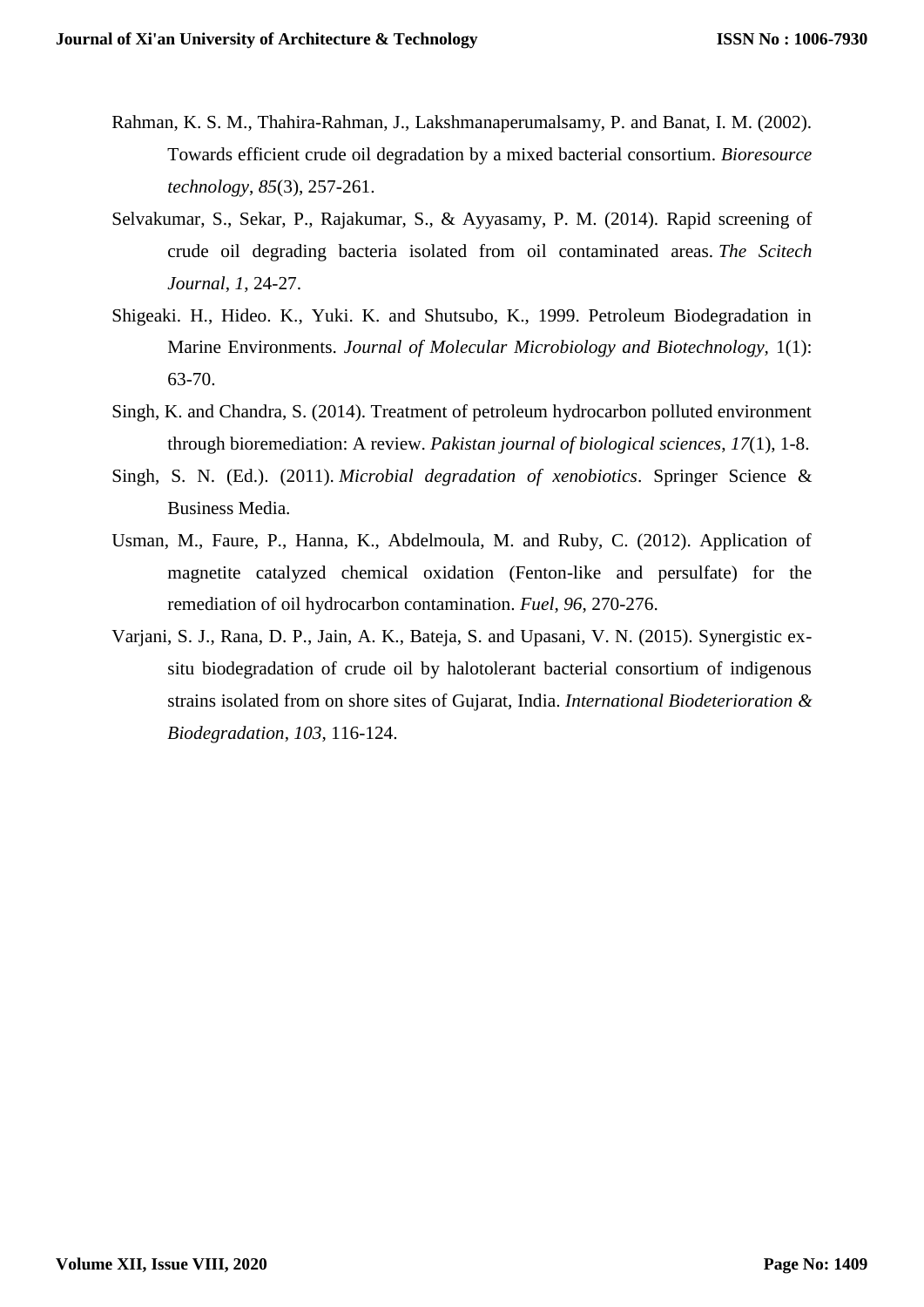Rahman, K. S. M., Thahira-Rahman, J., Lakshmanaperumalsamy, P. and Banat, I. M. (2002). Towards efficient crude oil degradation by a mixed bacterial consortium. *Bioresource technology*, *85*(3), 257-261.

Selvakumar, S., Sekar, P., Rajakumar, S., & Ayyasamy, P. M. (2014). Rapid screening of crude oil degrading bacteria isolated from oil contaminated areas. *The Scitech Journal*, *1*, 24-27.

Shigeaki. H., Hideo. K., Yuki. K. and Shutsubo, K., 1999. Petroleum Biodegradation in Marine Environments. *Journal of Molecular Microbiology and Biotechnology,* 1(1): 63-70.

Singh, K. and Chandra, S. (2014). Treatment of petroleum hydrocarbon polluted environment through bioremediation: A review. *Pakistan journal of biological sciences*, *17*(1), 1-8.

Singh, S. N. (Ed.). (2011). *Microbial degradation of xenobiotics*. Springer Science & Business Media.

Usman, M., Faure, P., Hanna, K., Abdelmoula, M. and Ruby, C. (2012). Application of magnetite catalyzed chemical oxidation (Fenton-like and persulfate) for the remediation of oil hydrocarbon contamination. *Fuel, 96*, 270-276.

Varjani, S. J., Rana, D. P., Jain, A. K., Bateja, S. and Upasani, V. N. (2015). Synergistic ex-situ biodegradation of crude oil by halotolerant bacterial consortium of indigenous strains isolated from on shore sites of Gujarat, India. *International Biodeterioration & Biodegradation*, *103*, 116-124.